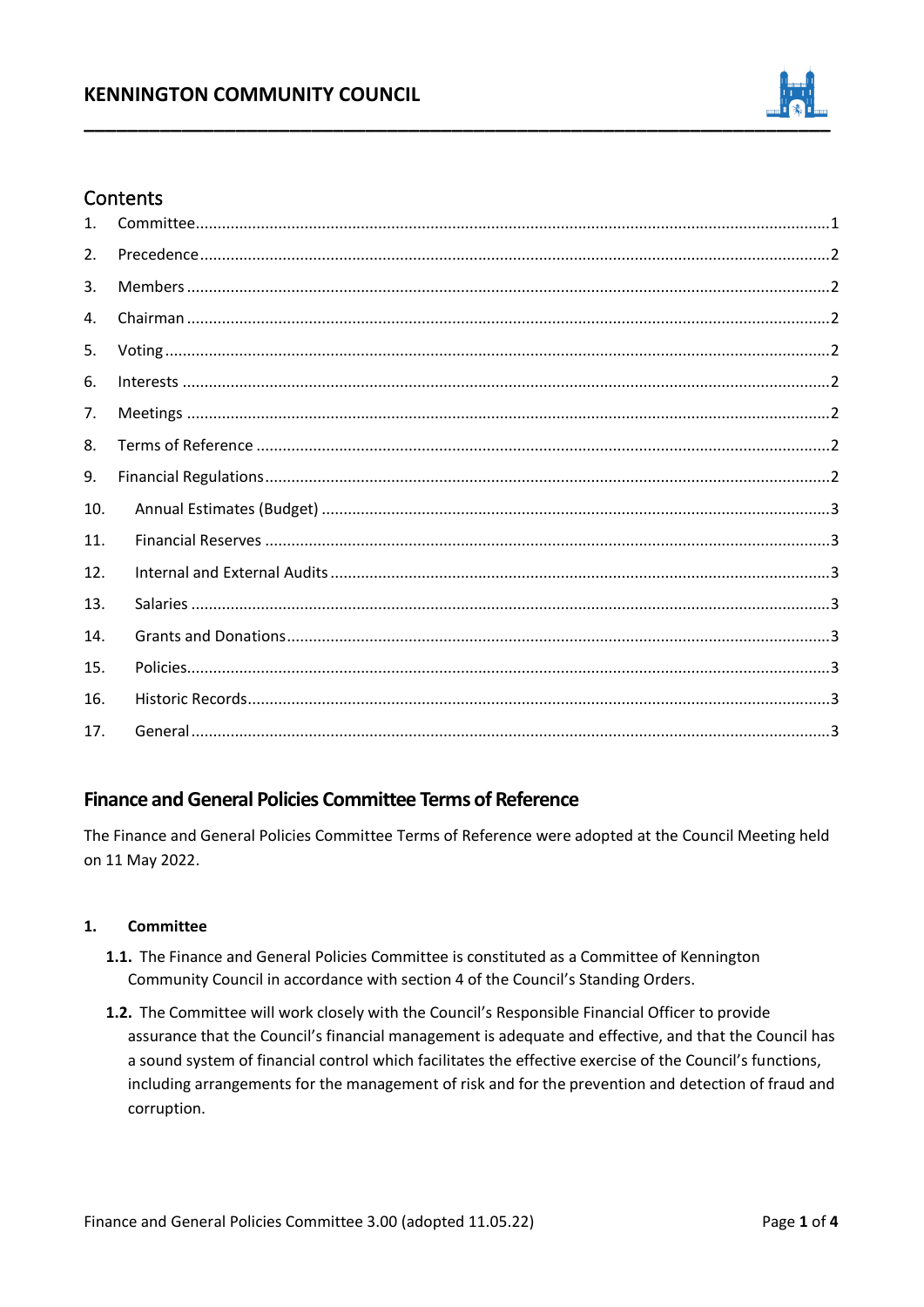# KENNINGTON COMMUNITY COUNCIL

## Contents

1. Committee ........ 1
2. Precedence ........ 2
3. Members ........ 2
4. Chairman ........ 2
5. Voting ........ 2
6. Interests ........ 2
7. Meetings ........ 2
8. Terms of Reference ........ 2
9. Financial Regulations ........ 2
10. Annual Estimates (Budget) ........ 3
11. Financial Reserves ........ 3
12. Internal and External Audits ........ 3
13. Salaries ........ 3
14. Grants and Donations ........ 3
15. Policies ........ 3
16. Historic Records ........ 3
17. General ........ 3

## Finance and General Policies Committee Terms of Reference

The Finance and General Policies Committee Terms of Reference were adopted at the Council Meeting held on 11 May 2022.

### 1. Committee

**1.1.** The Finance and General Policies Committee is constituted as a Committee of Kennington Community Council in accordance with section 4 of the Council's Standing Orders.

**1.2.** The Committee will work closely with the Council's Responsible Financial Officer to provide assurance that the Council's financial management is adequate and effective, and that the Council has a sound system of financial control which facilitates the effective exercise of the Council's functions, including arrangements for the management of risk and for the prevention and detection of fraud and corruption.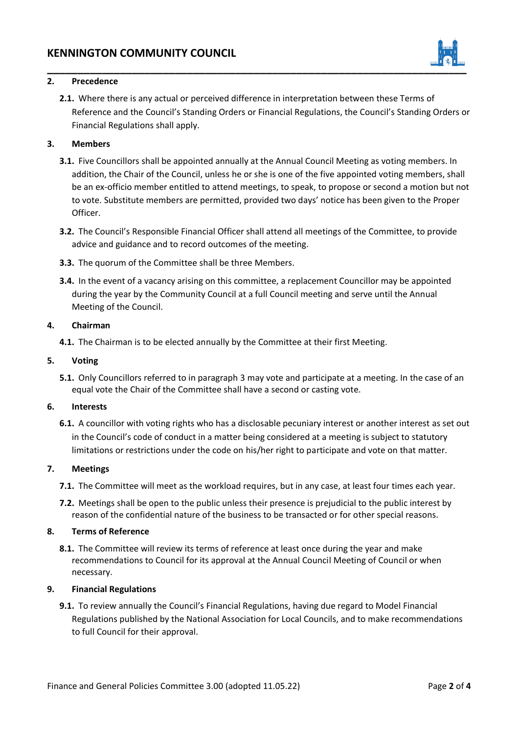## 2. Precedence

**2.1.** Where there is any actual or perceived difference in interpretation between these Terms of Reference and the Council's Standing Orders or Financial Regulations, the Council's Standing Orders or Financial Regulations shall apply.

## 3. Members

**3.1.** Five Councillors shall be appointed annually at the Annual Council Meeting as voting members. In addition, the Chair of the Council, unless he or she is one of the five appointed voting members, shall be an ex-officio member entitled to attend meetings, to speak, to propose or second a motion but not to vote. Substitute members are permitted, provided two days' notice has been given to the Proper Officer.

**3.2.** The Council's Responsible Financial Officer shall attend all meetings of the Committee, to provide advice and guidance and to record outcomes of the meeting.

**3.3.** The quorum of the Committee shall be three Members.

**3.4.** In the event of a vacancy arising on this committee, a replacement Councillor may be appointed during the year by the Community Council at a full Council meeting and serve until the Annual Meeting of the Council.

## 4. Chairman

**4.1.** The Chairman is to be elected annually by the Committee at their first Meeting.

## 5. Voting

**5.1.** Only Councillors referred to in paragraph 3 may vote and participate at a meeting. In the case of an equal vote the Chair of the Committee shall have a second or casting vote.

## 6. Interests

**6.1.** A councillor with voting rights who has a disclosable pecuniary interest or another interest as set out in the Council's code of conduct in a matter being considered at a meeting is subject to statutory limitations or restrictions under the code on his/her right to participate and vote on that matter.

## 7. Meetings

**7.1.** The Committee will meet as the workload requires, but in any case, at least four times each year.

**7.2.** Meetings shall be open to the public unless their presence is prejudicial to the public interest by reason of the confidential nature of the business to be transacted or for other special reasons.

## 8. Terms of Reference

**8.1.** The Committee will review its terms of reference at least once during the year and make recommendations to Council for its approval at the Annual Council Meeting of Council or when necessary.

## 9. Financial Regulations

**9.1.** To review annually the Council's Financial Regulations, having due regard to Model Financial Regulations published by the National Association for Local Councils, and to make recommendations to full Council for their approval.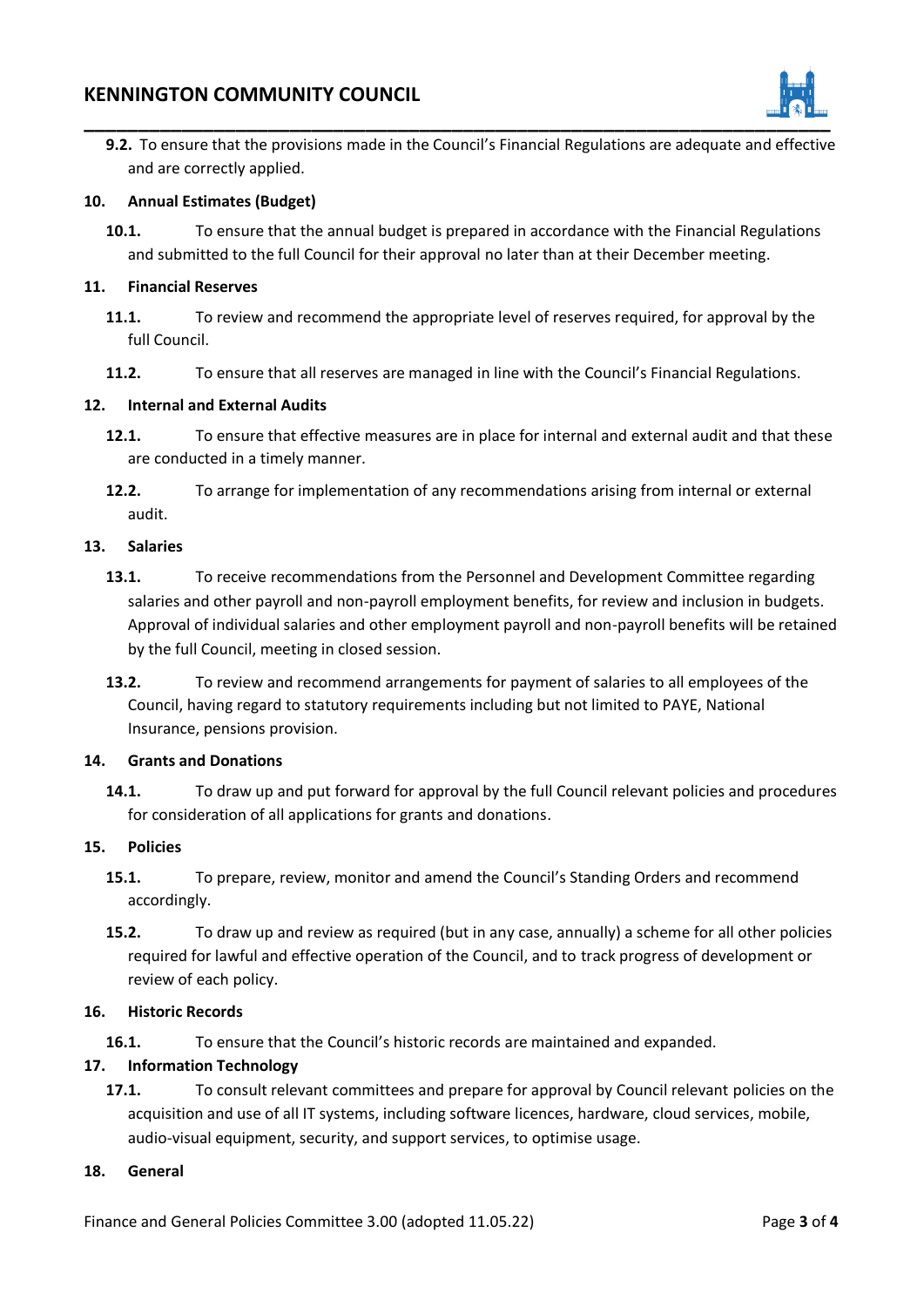**9.2.** To ensure that the provisions made in the Council's Financial Regulations are adequate and effective and are correctly applied.

**10. Annual Estimates (Budget)**

**10.1.** To ensure that the annual budget is prepared in accordance with the Financial Regulations and submitted to the full Council for their approval no later than at their December meeting.

**11. Financial Reserves**

**11.1.** To review and recommend the appropriate level of reserves required, for approval by the full Council.

**11.2.** To ensure that all reserves are managed in line with the Council's Financial Regulations.

**12. Internal and External Audits**

**12.1.** To ensure that effective measures are in place for internal and external audit and that these are conducted in a timely manner.

**12.2.** To arrange for implementation of any recommendations arising from internal or external audit.

**13. Salaries**

**13.1.** To receive recommendations from the Personnel and Development Committee regarding salaries and other payroll and non-payroll employment benefits, for review and inclusion in budgets. Approval of individual salaries and other employment payroll and non-payroll benefits will be retained by the full Council, meeting in closed session.

**13.2.** To review and recommend arrangements for payment of salaries to all employees of the Council, having regard to statutory requirements including but not limited to PAYE, National Insurance, pensions provision.

**14. Grants and Donations**

**14.1.** To draw up and put forward for approval by the full Council relevant policies and procedures for consideration of all applications for grants and donations.

**15. Policies**

**15.1.** To prepare, review, monitor and amend the Council's Standing Orders and recommend accordingly.

**15.2.** To draw up and review as required (but in any case, annually) a scheme for all other policies required for lawful and effective operation of the Council, and to track progress of development or review of each policy.

**16. Historic Records**

**16.1.** To ensure that the Council's historic records are maintained and expanded.

**17. Information Technology**

**17.1.** To consult relevant committees and prepare for approval by Council relevant policies on the acquisition and use of all IT systems, including software licences, hardware, cloud services, mobile, audio-visual equipment, security, and support services, to optimise usage.

**18. General**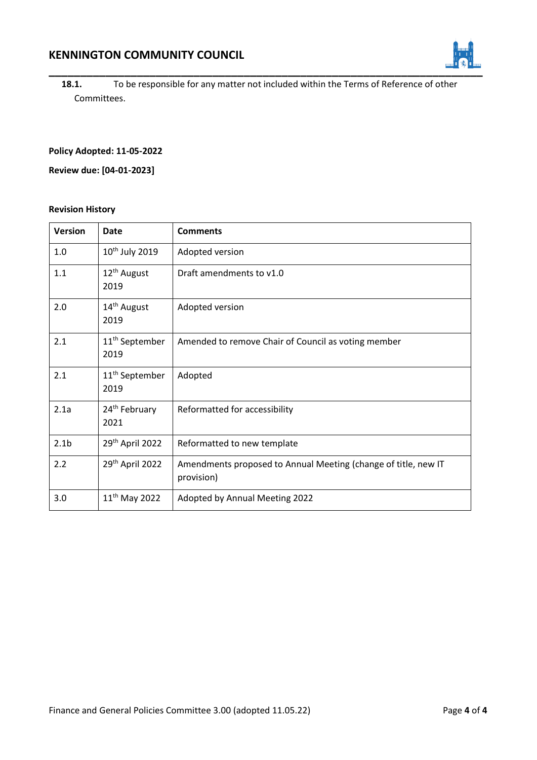**18.1.** To be responsible for any matter not included within the Terms of Reference of other Committees.

**Policy Adopted: 11-05-2022**

**Review due: [04-01-2023]**

**Revision History**

| Version | Date | Comments |
|---|---|---|
| 1.0 | 10th July 2019 | Adopted version |
| 1.1 | 12th August 2019 | Draft amendments to v1.0 |
| 2.0 | 14th August 2019 | Adopted version |
| 2.1 | 11th September 2019 | Amended to remove Chair of Council as voting member |
| 2.1 | 11th September 2019 | Adopted |
| 2.1a | 24th February 2021 | Reformatted for accessibility |
| 2.1b | 29th April 2022 | Reformatted to new template |
| 2.2 | 29th April 2022 | Amendments proposed to Annual Meeting (change of title, new IT provision) |
| 3.0 | 11th May 2022 | Adopted by Annual Meeting 2022 |